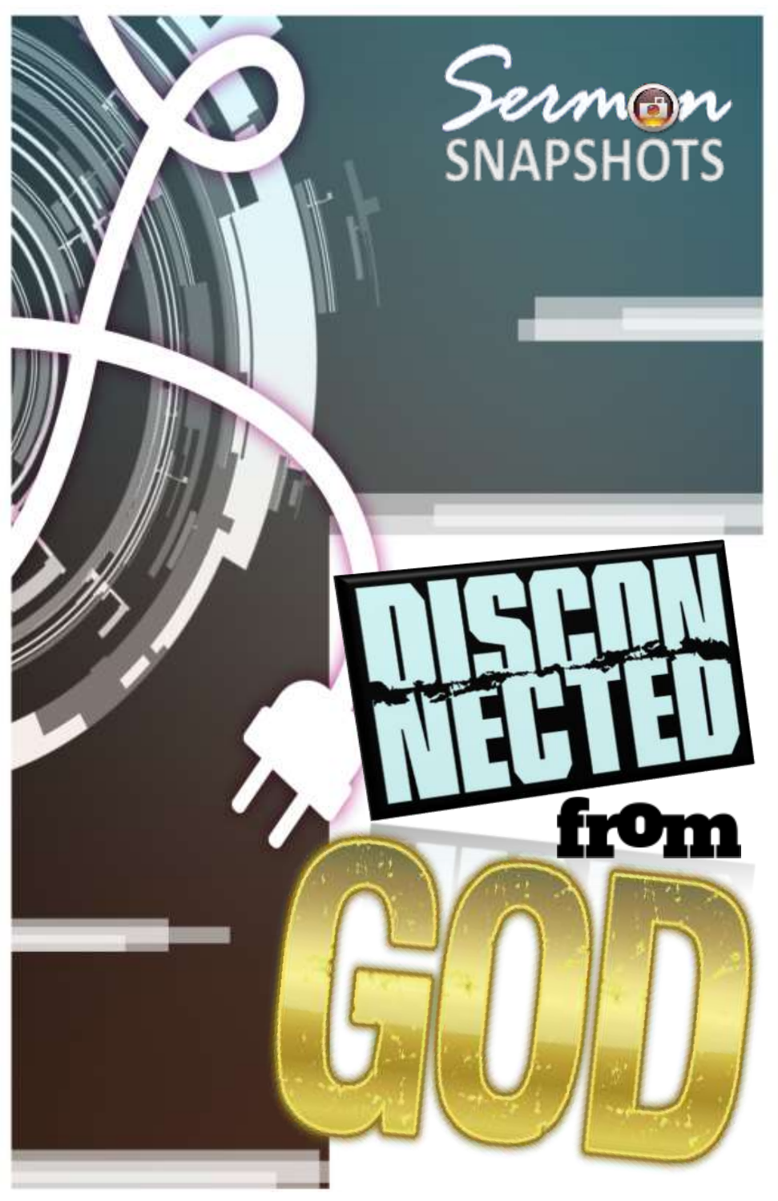Sermon SNAPSHOTS

# DISCONNECTED from GOD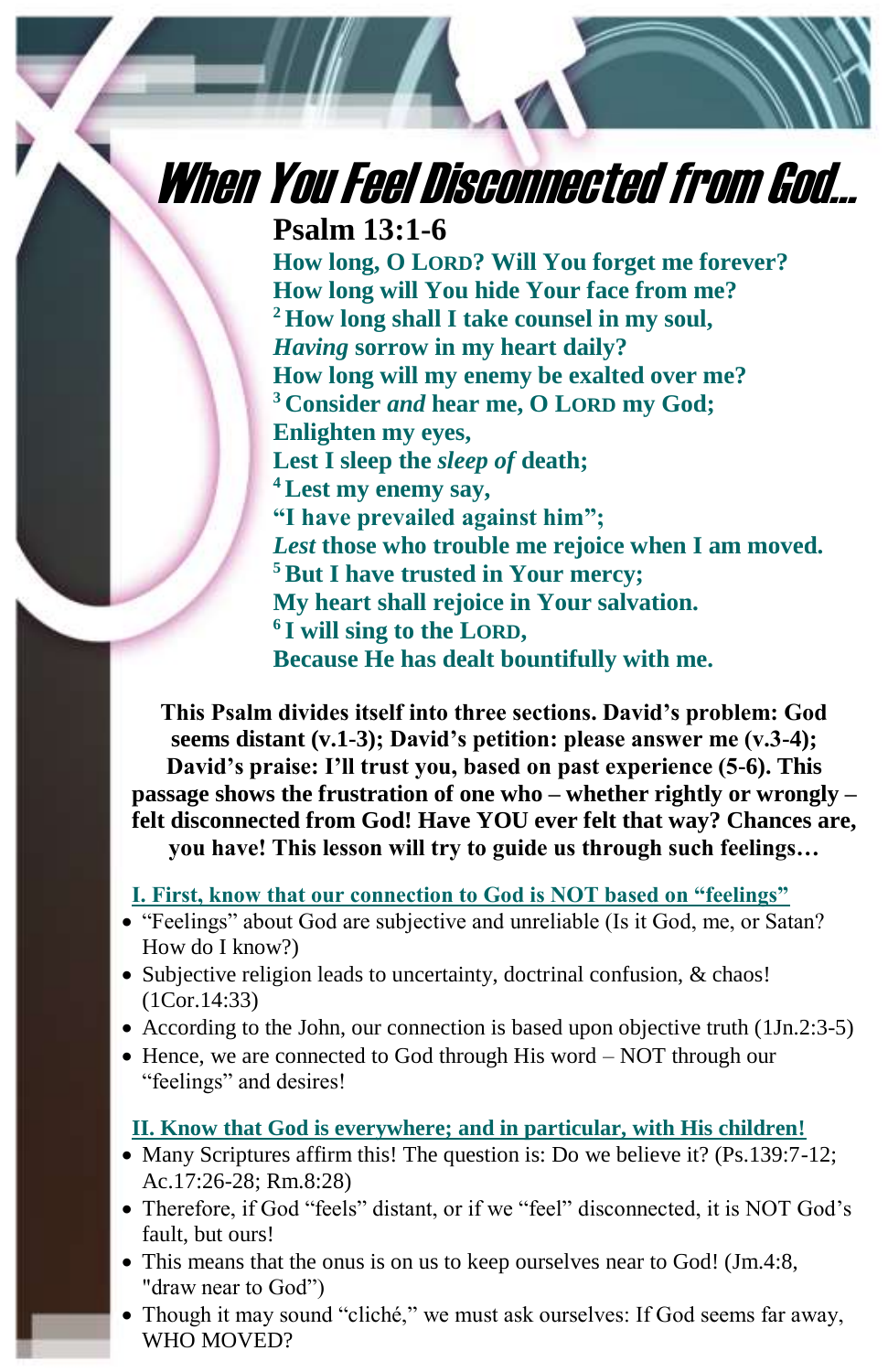# When You Feel Disconnected from God…

## Psalm 13:1-6

**How long, O LORD? Will You forget me forever?**
**How long will You hide Your face from me?**
**[2] How long shall I take counsel in my soul,**
***Having* sorrow in my heart daily?**
**How long will my enemy be exalted over me?**
**[3] Consider *and* hear me, O LORD my God;**
**Enlighten my eyes,**
**Lest I sleep the *sleep of* death;**
**[4] Lest my enemy say,**
**"I have prevailed against him";**
***Lest* those who trouble me rejoice when I am moved.**
**[5] But I have trusted in Your mercy;**
**My heart shall rejoice in Your salvation.**
**[6] I will sing to the LORD,**
**Because He has dealt bountifully with me.**

**This Psalm divides itself into three sections. David's problem: God seems distant (v.1-3); David's petition: please answer me (v.3-4); David's praise: I'll trust you, based on past experience (5-6). This passage shows the frustration of one who – whether rightly or wrongly – felt disconnected from God! Have YOU ever felt that way? Chances are, you have! This lesson will try to guide us through such feelings…**

### I. First, know that our connection to God is NOT based on "feelings"

- "Feelings" about God are subjective and unreliable (Is it God, me, or Satan? How do I know?)
- Subjective religion leads to uncertainty, doctrinal confusion, & chaos! (1Cor.14:33)
- According to the John, our connection is based upon objective truth (1Jn.2:3-5)
- Hence, we are connected to God through His word – NOT through our "feelings" and desires!

### II. Know that God is everywhere; and in particular, with His children!

- Many Scriptures affirm this! The question is: Do we believe it? (Ps.139:7-12; Ac.17:26-28; Rm.8:28)
- Therefore, if God "feels" distant, or if we "feel" disconnected, it is NOT God's fault, but ours!
- This means that the onus is on us to keep ourselves near to God! (Jm.4:8, "draw near to God")
- Though it may sound "cliché," we must ask ourselves: If God seems far away, WHO MOVED?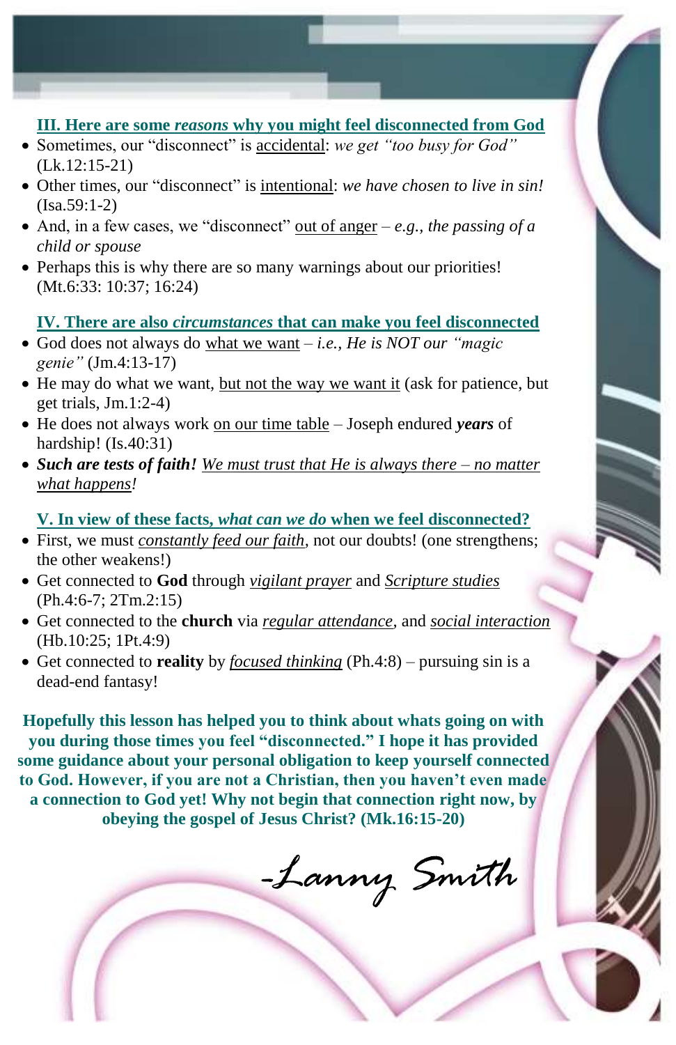## III. Here are some *reasons* why you might feel disconnected from God

- Sometimes, our "disconnect" is accidental: *we get "too busy for God"* (Lk.12:15-21)
- Other times, our "disconnect" is intentional: *we have chosen to live in sin!* (Isa.59:1-2)
- And, in a few cases, we "disconnect" out of anger – *e.g., the passing of a child or spouse*
- Perhaps this is why there are so many warnings about our priorities! (Mt.6:33: 10:37; 16:24)

## IV. There are also *circumstances* that can make you feel disconnected

- God does not always do what we want – *i.e., He is NOT our "magic genie"* (Jm.4:13-17)
- He may do what we want, but not the way we want it (ask for patience, but get trials, Jm.1:2-4)
- He does not always work on our time table – Joseph endured ***years*** of hardship! (Is.40:31)
- ***Such are tests of faith!*** *We must trust that He is always there – no matter what happens!*

## V. In view of these facts, *what can we do* when we feel disconnected?

- First, we must *constantly feed our faith*, not our doubts! (one strengthens; the other weakens!)
- Get connected to **God** through *vigilant prayer* and *Scripture studies* (Ph.4:6-7; 2Tm.2:15)
- Get connected to the **church** via *regular attendance*, and *social interaction* (Hb.10:25; 1Pt.4:9)
- Get connected to **reality** by *focused thinking* (Ph.4:8) – pursuing sin is a dead-end fantasy!

**Hopefully this lesson has helped you to think about whats going on with you during those times you feel "disconnected." I hope it has provided some guidance about your personal obligation to keep yourself connected to God. However, if you are not a Christian, then you haven't even made a connection to God yet! Why not begin that connection right now, by obeying the gospel of Jesus Christ? (Mk.16:15-20)**

-Lanny Smith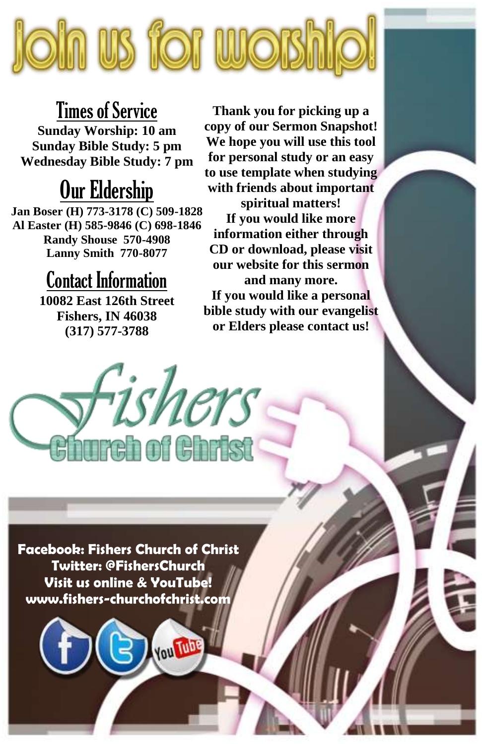# Join us for worship!

## Times of Service

**Sunday Worship: 10 am**
**Sunday Bible Study: 5 pm**
**Wednesday Bible Study: 7 pm**

## Our Eldership

**Jan Boser (H) 773-3178 (C) 509-1828**
**Al Easter (H) 585-9846 (C) 698-1846**
**Randy Shouse 570-4908**
**Lanny Smith 770-8077**

## Contact Information

**10082 East 126th Street**
**Fishers, IN 46038**
**(317) 577-3788**

**Thank you for picking up a copy of our Sermon Snapshot! We hope you will use this tool for personal study or an easy to use template when studying with friends about important spiritual matters!**

**If you would like more information either through CD or download, please visit our website for this sermon and many more.**

**If you would like a personal bible study with our evangelist or Elders please contact us!**

Fishers Church of Christ

**Facebook: Fishers Church of Christ**
**Twitter: @FishersChurch**
**Visit us online & YouTube!**
**www.fishers-churchofchrist.com**